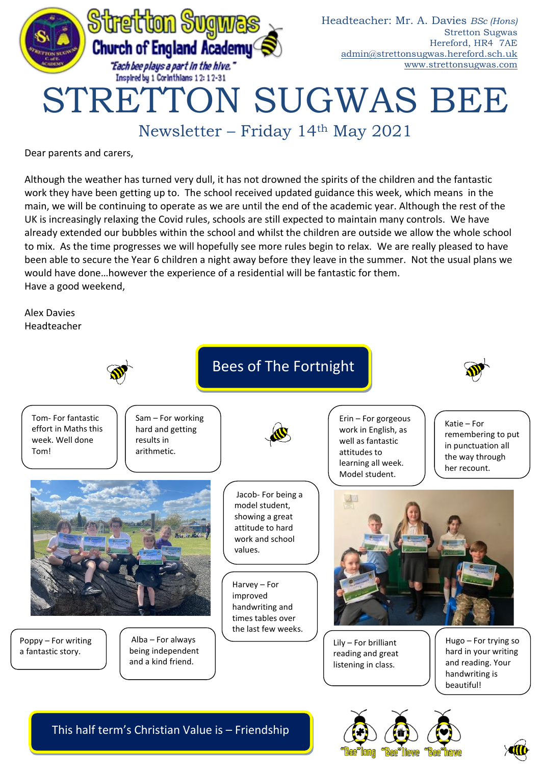# Stretton Sugwas Church of England Academy

*"Each bee plays a part in the hive."*
Inspired by 1 Corinthians 12: 12-31

Headteacher: Mr. A. Davies *BSc (Hons)*
Stretton Sugwas
Hereford, HR4 7AE
admin@strettonsugwas.hereford.sch.uk
www.strettonsugwas.com

# STRETTON SUGWAS BEE

## Newsletter – Friday 14th May 2021

Dear parents and carers,

Although the weather has turned very dull, it has not drowned the spirits of the children and the fantastic work they have been getting up to. The school received updated guidance this week, which means in the main, we will be continuing to operate as we are until the end of the academic year. Although the rest of the UK is increasingly relaxing the Covid rules, schools are still expected to maintain many controls. We have already extended our bubbles within the school and whilst the children are outside we allow the whole school to mix. As the time progresses we will hopefully see more rules begin to relax. We are really pleased to have been able to secure the Year 6 children a night away before they leave in the summer. Not the usual plans we would have done…however the experience of a residential will be fantastic for them.
Have a good weekend,

Alex Davies
Headteacher

## Bees of The Fortnight

- Tom- For fantastic effort in Maths this week. Well done Tom!
- Sam – For working hard and getting results in arithmetic.
- Erin – For gorgeous work in English, as well as fantastic attitudes to learning all week. Model student.
- Katie – For remembering to put in punctuation all the way through her recount.
- Jacob- For being a model student, showing a great attitude to hard work and school values.
- Harvey – For improved handwriting and times tables over the last few weeks.
- Poppy – For writing a fantastic story.
- Alba – For always being independent and a kind friend.
- Lily – For brilliant reading and great listening in class.
- Hugo – For trying so hard in your writing and reading. Your handwriting is beautiful!

## This half term's Christian Value is – Friendship

"Bee"long "Bee"lieve "Bee"have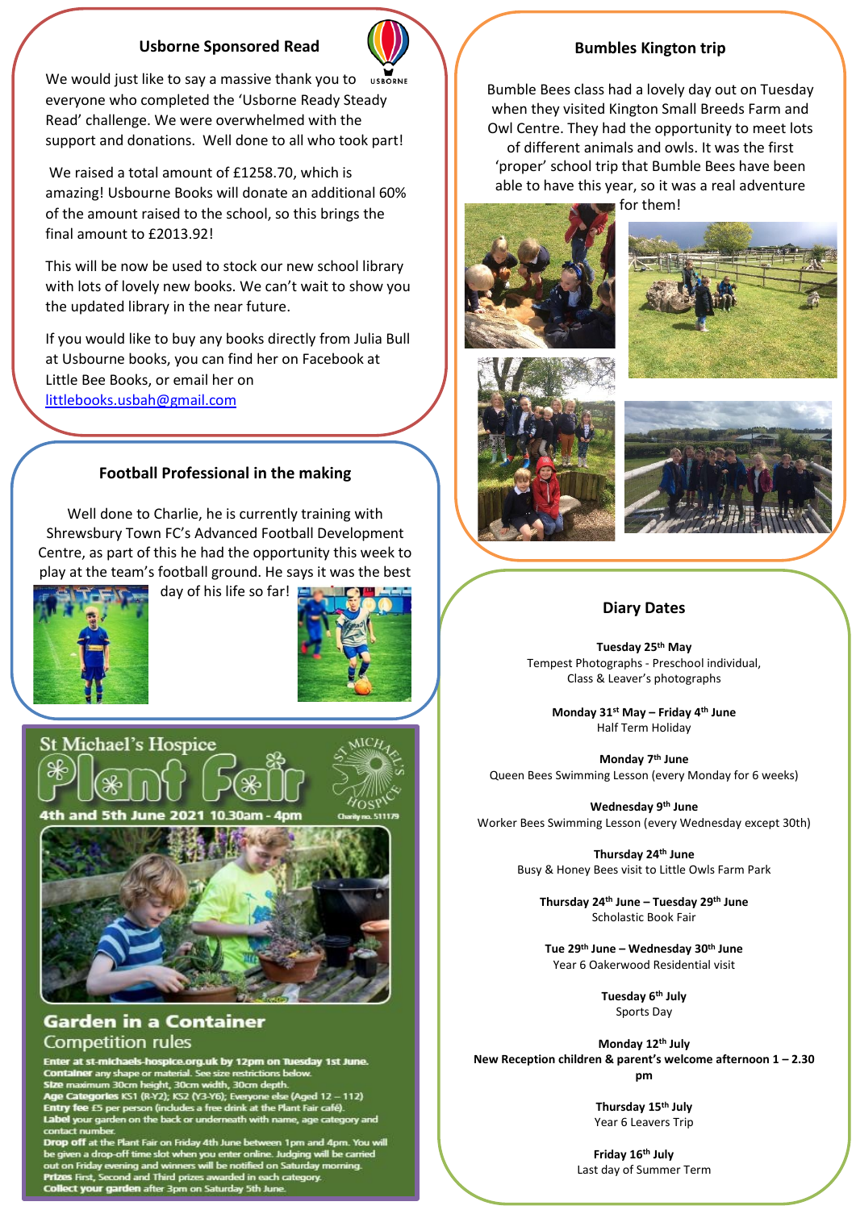## Usborne Sponsored Read

We would just like to say a massive thank you to everyone who completed the 'Usborne Ready Steady Read' challenge. We were overwhelmed with the support and donations. Well done to all who took part!

We raised a total amount of £1258.70, which is amazing! Usbourne Books will donate an additional 60% of the amount raised to the school, so this brings the final amount to £2013.92!

This will be now be used to stock our new school library with lots of lovely new books. We can't wait to show you the updated library in the near future.

If you would like to buy any books directly from Julia Bull at Usbourne books, you can find her on Facebook at Little Bee Books, or email her on littlebooks.usbah@gmail.com

## Football Professional in the making

Well done to Charlie, he is currently training with Shrewsbury Town FC's Advanced Football Development Centre, as part of this he had the opportunity this week to play at the team's football ground. He says it was the best day of his life so far!

## St Michael's Hospice Plant Fair

**4th and 5th June 2021 10.30am - 4pm**

Charity no. 511179

### Garden in a Container

Competition rules

**Enter** at st-michaels-hospice.org.uk by 12pm on Tuesday 1st June.
**Container** any shape or material. See size restrictions below.
**Size** maximum 30cm height, 30cm width, 30cm depth.
**Age Categories** KS1 (R-Y2); KS2 (Y3-Y6); Everyone else (Aged 12 – 112)
**Entry fee** £5 per person (includes a free drink at the Plant Fair café).
**Label** your garden on the back or underneath with name, age category and contact number.
**Drop off** at the Plant Fair on Friday 4th June between 1pm and 4pm. You will be given a drop-off time slot when you enter online. Judging will be carried out on Friday evening and winners will be notified on Saturday morning.
**Prizes** First, Second and Third prizes awarded in each category.
**Collect your garden** after 3pm on Saturday 5th June.

## Bumbles Kington trip

Bumble Bees class had a lovely day out on Tuesday when they visited Kington Small Breeds Farm and Owl Centre. They had the opportunity to meet lots of different animals and owls. It was the first 'proper' school trip that Bumble Bees have been able to have this year, so it was a real adventure for them!

## Diary Dates

**Tuesday 25th May**
Tempest Photographs - Preschool individual, Class & Leaver's photographs

**Monday 31st May – Friday 4th June**
Half Term Holiday

**Monday 7th June**
Queen Bees Swimming Lesson (every Monday for 6 weeks)

**Wednesday 9th June**
Worker Bees Swimming Lesson (every Wednesday except 30th)

**Thursday 24th June**
Busy & Honey Bees visit to Little Owls Farm Park

**Thursday 24th June – Tuesday 29th June**
Scholastic Book Fair

**Tue 29th June – Wednesday 30th June**
Year 6 Oakerwood Residential visit

**Tuesday 6th July**
Sports Day

**Monday 12th July**
**New Reception children & parent's welcome afternoon 1 – 2.30 pm**

**Thursday 15th July**
Year 6 Leavers Trip

**Friday 16th July**
Last day of Summer Term